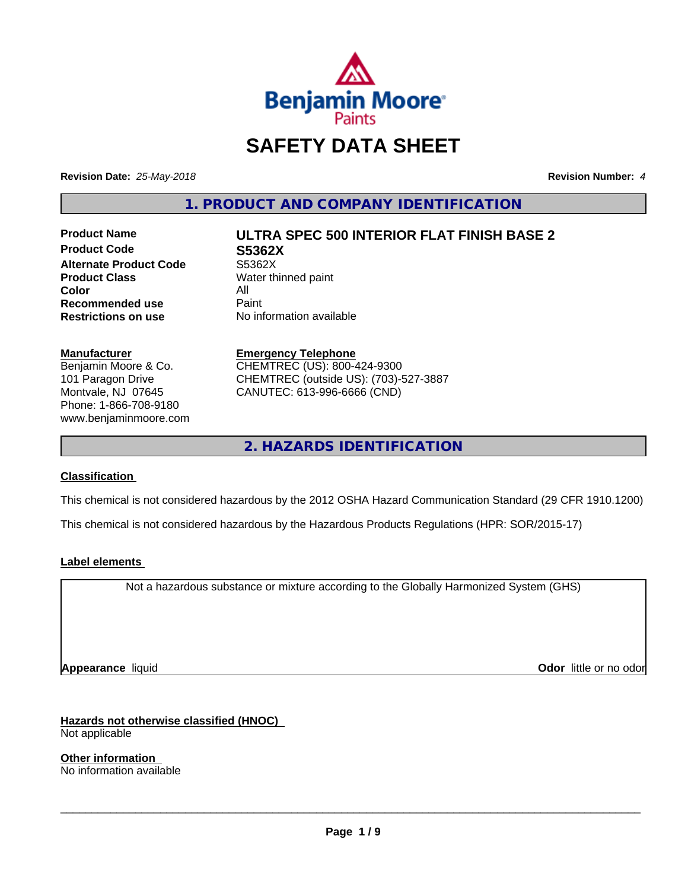# SAFETY DATA SHEET

**Revision Date:** *25-May-2018* **Revision Number:** *4*

## 1. PRODUCT AND COMPANY IDENTIFICATION

| | |
|---|---|
| **Product Name** | **ULTRA SPEC 500 INTERIOR FLAT FINISH BASE 2** |
| **Product Code** | **S5362X** |
| **Alternate Product Code** | S5362X |
| **Product Class** | Water thinned paint |
| **Color** | All |
| **Recommended use** | Paint |
| **Restrictions on use** | No information available |

**Manufacturer**
Benjamin Moore & Co.
101 Paragon Drive
Montvale, NJ 07645
Phone: 1-866-708-9180
www.benjaminmoore.com

**Emergency Telephone**
CHEMTREC (US): 800-424-9300
CHEMTREC (outside US): (703)-527-3887
CANUTEC: 613-996-6666 (CND)

## 2. HAZARDS IDENTIFICATION

**Classification**

This chemical is not considered hazardous by the 2012 OSHA Hazard Communication Standard (29 CFR 1910.1200)

This chemical is not considered hazardous by the Hazardous Products Regulations (HPR: SOR/2015-17)

**Label elements**

Not a hazardous substance or mixture according to the Globally Harmonized System (GHS)

**Appearance** liquid **Odor** little or no odor

**Hazards not otherwise classified (HNOC)**
Not applicable

**Other information**
No information available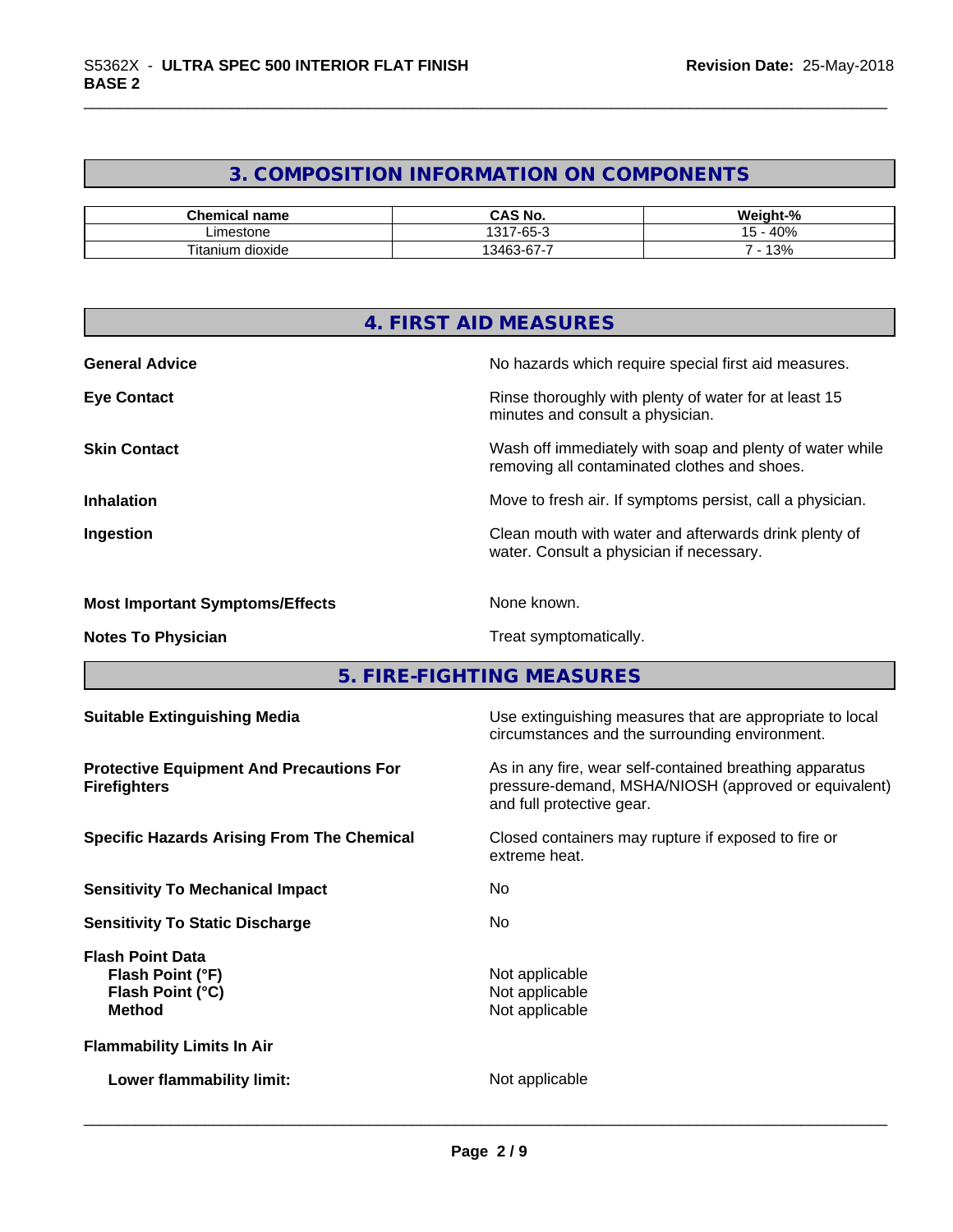## 3. COMPOSITION INFORMATION ON COMPONENTS

| Chemical name | CAS No. | Weight-% |
|---|---|---|
| Limestone | 1317-65-3 | 15 - 40% |
| Titanium dioxide | 13463-67-7 | 7 - 13% |

## 4. FIRST AID MEASURES

**General Advice** No hazards which require special first aid measures.

**Eye Contact** Rinse thoroughly with plenty of water for at least 15 minutes and consult a physician.

**Skin Contact** Wash off immediately with soap and plenty of water while removing all contaminated clothes and shoes.

**Inhalation** Move to fresh air. If symptoms persist, call a physician.

**Ingestion** Clean mouth with water and afterwards drink plenty of water. Consult a physician if necessary.

**Most Important Symptoms/Effects** None known.

**Notes To Physician** Treat symptomatically.

## 5. FIRE-FIGHTING MEASURES

**Suitable Extinguishing Media** Use extinguishing measures that are appropriate to local circumstances and the surrounding environment.

**Protective Equipment And Precautions For Firefighters** As in any fire, wear self-contained breathing apparatus pressure-demand, MSHA/NIOSH (approved or equivalent) and full protective gear.

**Specific Hazards Arising From The Chemical** Closed containers may rupture if exposed to fire or extreme heat.

**Sensitivity To Mechanical Impact** No

**Sensitivity To Static Discharge** No

**Flash Point Data**
- **Flash Point (°F)** Not applicable
- **Flash Point (°C)** Not applicable
- **Method** Not applicable

**Flammability Limits In Air**

- **Lower flammability limit:** Not applicable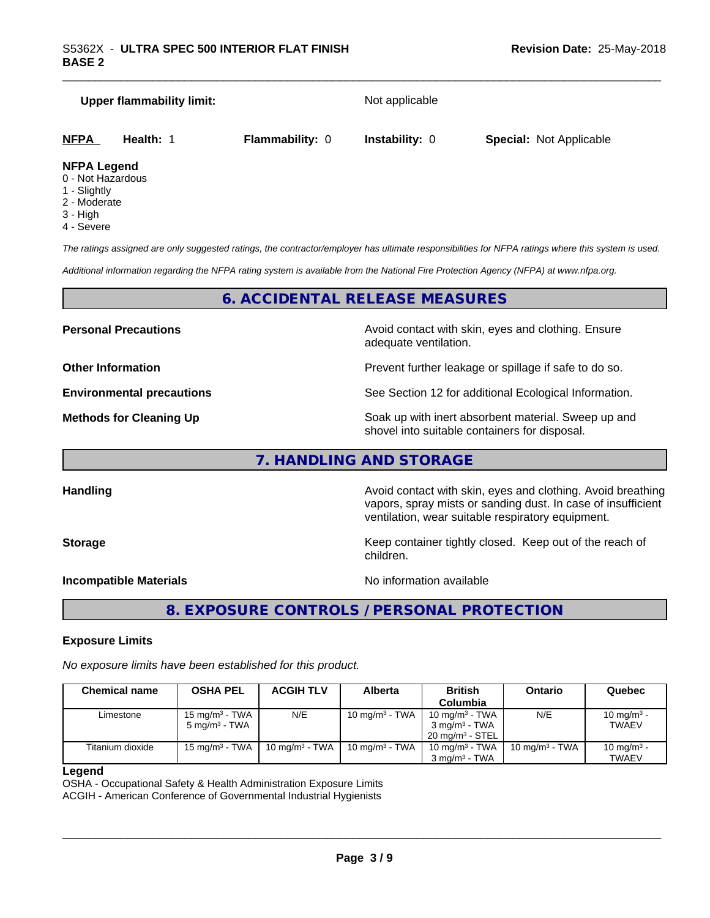**Upper flammability limit:** Not applicable

| NFPA | Health: 1 | Flammability: 0 | Instability: 0 | Special: Not Applicable |
|---|---|---|---|---|

**NFPA Legend**
0 - Not Hazardous
1 - Slightly
2 - Moderate
3 - High
4 - Severe

*The ratings assigned are only suggested ratings, the contractor/employer has ultimate responsibilities for NFPA ratings where this system is used.*

*Additional information regarding the NFPA rating system is available from the National Fire Protection Agency (NFPA) at www.nfpa.org.*

## 6. ACCIDENTAL RELEASE MEASURES

**Personal Precautions** — Avoid contact with skin, eyes and clothing. Ensure adequate ventilation.

**Other Information** — Prevent further leakage or spillage if safe to do so.

**Environmental precautions** — See Section 12 for additional Ecological Information.

**Methods for Cleaning Up** — Soak up with inert absorbent material. Sweep up and shovel into suitable containers for disposal.

## 7. HANDLING AND STORAGE

**Handling** — Avoid contact with skin, eyes and clothing. Avoid breathing vapors, spray mists or sanding dust. In case of insufficient ventilation, wear suitable respiratory equipment.

**Storage** — Keep container tightly closed. Keep out of the reach of children.

**Incompatible Materials** — No information available

## 8. EXPOSURE CONTROLS / PERSONAL PROTECTION

### Exposure Limits

*No exposure limits have been established for this product.*

| Chemical name | OSHA PEL | ACGIH TLV | Alberta | British Columbia | Ontario | Quebec |
|---|---|---|---|---|---|---|
| Limestone | 15 mg/m³ - TWA<br>5 mg/m³ - TWA | N/E | 10 mg/m³ - TWA | 10 mg/m³ - TWA<br>3 mg/m³ - TWA<br>20 mg/m³ - STEL | N/E | 10 mg/m³ - TWAEV |
| Titanium dioxide | 15 mg/m³ - TWA | 10 mg/m³ - TWA | 10 mg/m³ - TWA | 10 mg/m³ - TWA<br>3 mg/m³ - TWA | 10 mg/m³ - TWA | 10 mg/m³ - TWAEV |

**Legend**
OSHA - Occupational Safety & Health Administration Exposure Limits
ACGIH - American Conference of Governmental Industrial Hygienists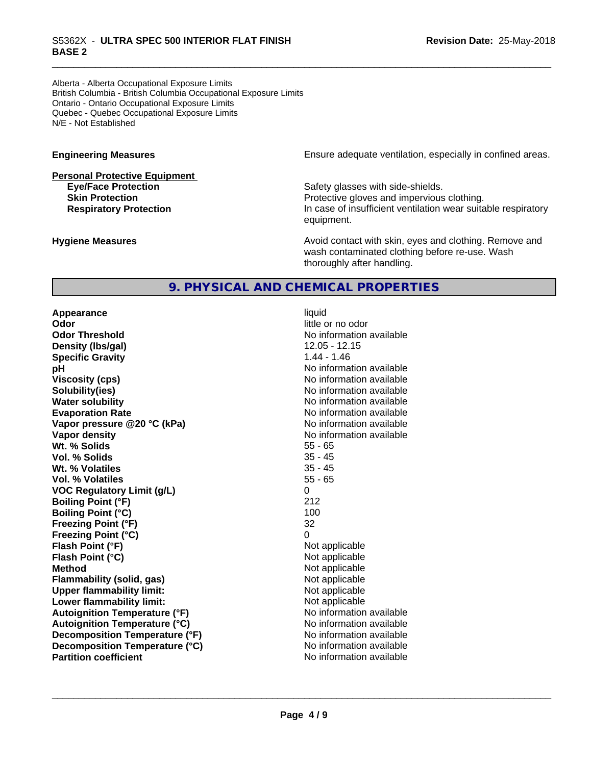Alberta - Alberta Occupational Exposure Limits
British Columbia - British Columbia Occupational Exposure Limits
Ontario - Ontario Occupational Exposure Limits
Quebec - Quebec Occupational Exposure Limits
N/E - Not Established

**Engineering Measures** Ensure adequate ventilation, especially in confined areas.

**Personal Protective Equipment**

| | |
|---|---|
| **Eye/Face Protection** | Safety glasses with side-shields. |
| **Skin Protection** | Protective gloves and impervious clothing. |
| **Respiratory Protection** | In case of insufficient ventilation wear suitable respiratory equipment. |

**Hygiene Measures** Avoid contact with skin, eyes and clothing. Remove and wash contaminated clothing before re-use. Wash thoroughly after handling.

## 9. PHYSICAL AND CHEMICAL PROPERTIES

| | |
|---|---|
| **Appearance** | liquid |
| **Odor** | little or no odor |
| **Odor Threshold** | No information available |
| **Density (lbs/gal)** | 12.05 - 12.15 |
| **Specific Gravity** | 1.44 - 1.46 |
| **pH** | No information available |
| **Viscosity (cps)** | No information available |
| **Solubility(ies)** | No information available |
| **Water solubility** | No information available |
| **Evaporation Rate** | No information available |
| **Vapor pressure @20 °C (kPa)** | No information available |
| **Vapor density** | No information available |
| **Wt. % Solids** | 55 - 65 |
| **Vol. % Solids** | 35 - 45 |
| **Wt. % Volatiles** | 35 - 45 |
| **Vol. % Volatiles** | 55 - 65 |
| **VOC Regulatory Limit (g/L)** | 0 |
| **Boiling Point (°F)** | 212 |
| **Boiling Point (°C)** | 100 |
| **Freezing Point (°F)** | 32 |
| **Freezing Point (°C)** | 0 |
| **Flash Point (°F)** | Not applicable |
| **Flash Point (°C)** | Not applicable |
| **Method** | Not applicable |
| **Flammability (solid, gas)** | Not applicable |
| **Upper flammability limit:** | Not applicable |
| **Lower flammability limit:** | Not applicable |
| **Autoignition Temperature (°F)** | No information available |
| **Autoignition Temperature (°C)** | No information available |
| **Decomposition Temperature (°F)** | No information available |
| **Decomposition Temperature (°C)** | No information available |
| **Partition coefficient** | No information available |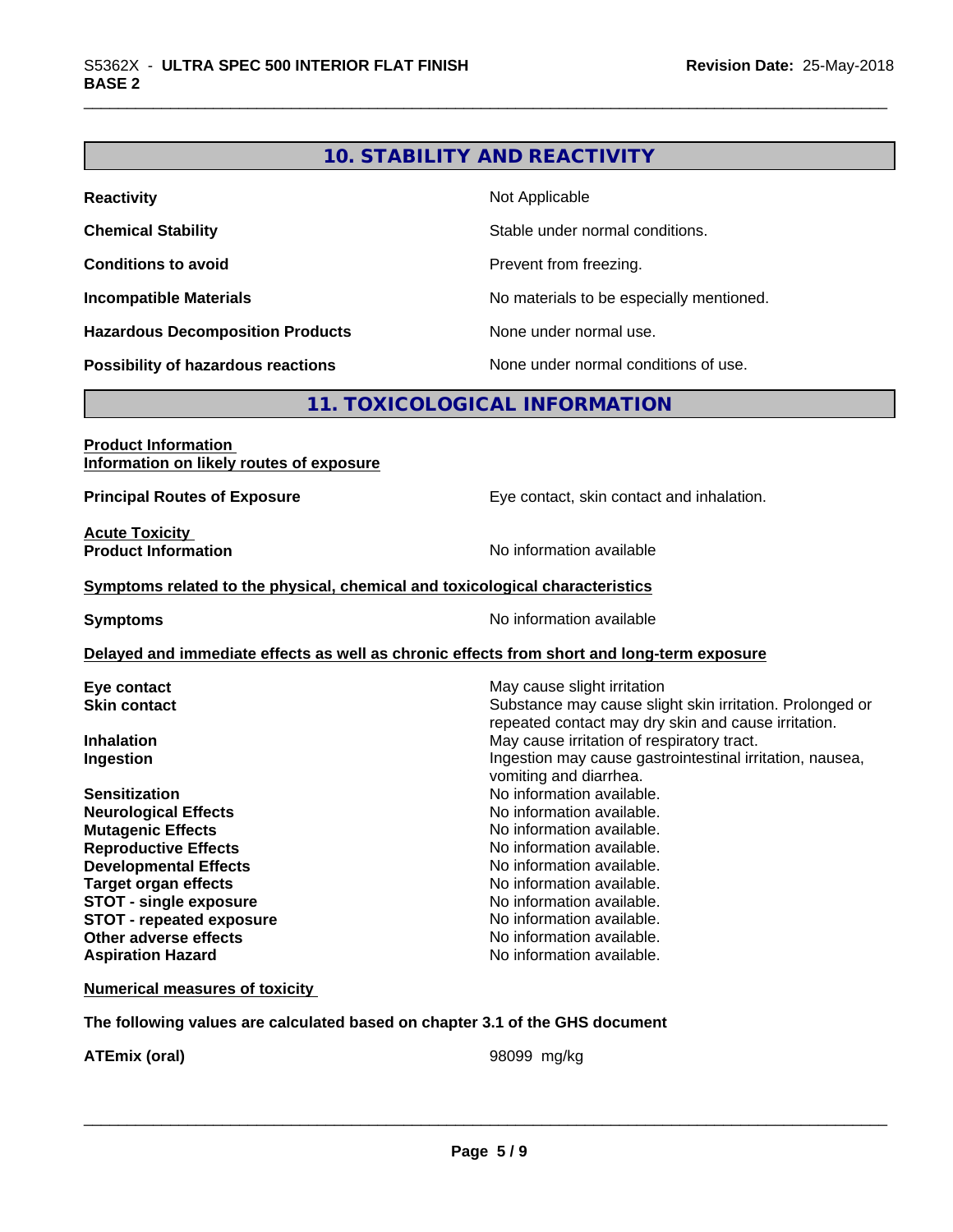## 10. STABILITY AND REACTIVITY

| | |
|---|---|
| **Reactivity** | Not Applicable |
| **Chemical Stability** | Stable under normal conditions. |
| **Conditions to avoid** | Prevent from freezing. |
| **Incompatible Materials** | No materials to be especially mentioned. |
| **Hazardous Decomposition Products** | None under normal use. |
| **Possibility of hazardous reactions** | None under normal conditions of use. |

## 11. TOXICOLOGICAL INFORMATION

**Product Information**
**Information on likely routes of exposure**

| | |
|---|---|
| **Principal Routes of Exposure** | Eye contact, skin contact and inhalation. |

**Acute Toxicity**

| | |
|---|---|
| **Product Information** | No information available |

**Symptoms related to the physical, chemical and toxicological characteristics**

| | |
|---|---|
| **Symptoms** | No information available |

**Delayed and immediate effects as well as chronic effects from short and long-term exposure**

| | |
|---|---|
| **Eye contact** | May cause slight irritation |
| **Skin contact** | Substance may cause slight skin irritation. Prolonged or repeated contact may dry skin and cause irritation. |
| **Inhalation** | May cause irritation of respiratory tract. |
| **Ingestion** | Ingestion may cause gastrointestinal irritation, nausea, vomiting and diarrhea. |
| **Sensitization** | No information available. |
| **Neurological Effects** | No information available. |
| **Mutagenic Effects** | No information available. |
| **Reproductive Effects** | No information available. |
| **Developmental Effects** | No information available. |
| **Target organ effects** | No information available. |
| **STOT - single exposure** | No information available. |
| **STOT - repeated exposure** | No information available. |
| **Other adverse effects** | No information available. |
| **Aspiration Hazard** | No information available. |

**Numerical measures of toxicity**

**The following values are calculated based on chapter 3.1 of the GHS document**

| | |
|---|---|
| **ATEmix (oral)** | 98099 mg/kg |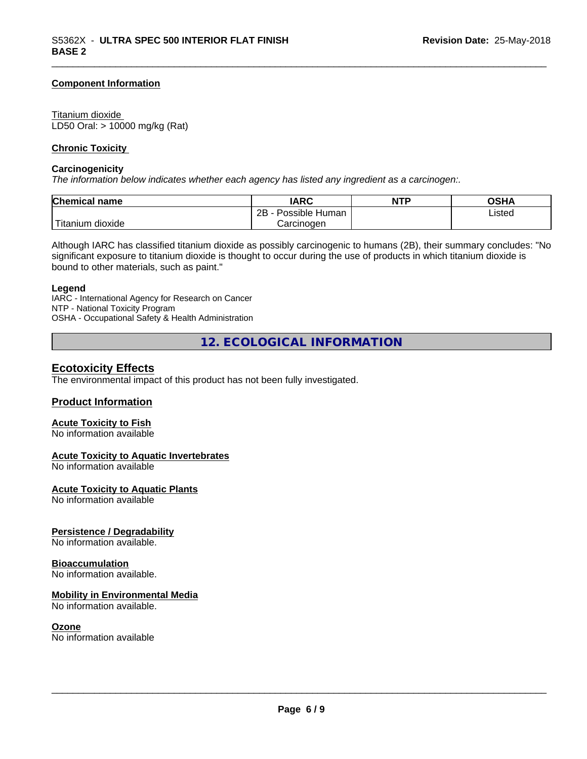#### Component Information

Titanium dioxide
LD50 Oral: > 10000 mg/kg (Rat)

#### Chronic Toxicity

**Carcinogenicity**
*The information below indicates whether each agency has listed any ingredient as a carcinogen:.*

| Chemical name | IARC | NTP | OSHA |
|---|---|---|---|
| Titanium dioxide | 2B - Possible Human Carcinogen | | Listed |

Although IARC has classified titanium dioxide as possibly carcinogenic to humans (2B), their summary concludes: "No significant exposure to titanium dioxide is thought to occur during the use of products in which titanium dioxide is bound to other materials, such as paint."

**Legend**
IARC - International Agency for Research on Cancer
NTP - National Toxicity Program
OSHA - Occupational Safety & Health Administration

## 12. ECOLOGICAL INFORMATION

### Ecotoxicity Effects

The environmental impact of this product has not been fully investigated.

### Product Information

#### Acute Toxicity to Fish

No information available

#### Acute Toxicity to Aquatic Invertebrates

No information available

#### Acute Toxicity to Aquatic Plants

No information available

#### Persistence / Degradability

No information available.

#### Bioaccumulation

No information available.

#### Mobility in Environmental Media

No information available.

#### Ozone

No information available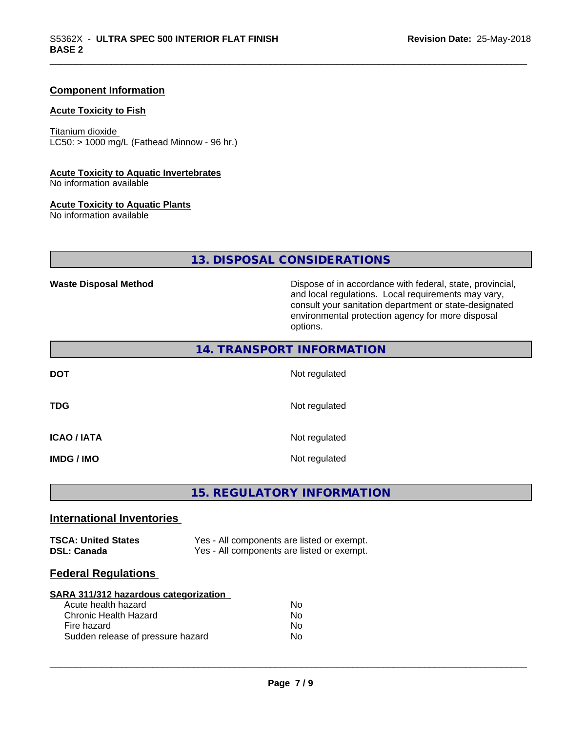## Component Information

### Acute Toxicity to Fish

Titanium dioxide
LC50: > 1000 mg/L (Fathead Minnow - 96 hr.)

### Acute Toxicity to Aquatic Invertebrates

No information available

### Acute Toxicity to Aquatic Plants

No information available

# 13. DISPOSAL CONSIDERATIONS

| | |
|---|---|
| **Waste Disposal Method** | Dispose of in accordance with federal, state, provincial, and local regulations. Local requirements may vary, consult your sanitation department or state-designated environmental protection agency for more disposal options. |

# 14. TRANSPORT INFORMATION

| | |
|---|---|
| **DOT** | Not regulated |
| **TDG** | Not regulated |
| **ICAO / IATA** | Not regulated |
| **IMDG / IMO** | Not regulated |

# 15. REGULATORY INFORMATION

## International Inventories

| | |
|---|---|
| **TSCA: United States** | Yes - All components are listed or exempt. |
| **DSL: Canada** | Yes - All components are listed or exempt. |

## Federal Regulations

### SARA 311/312 hazardous categorization

| | |
|---|---|
| Acute health hazard | No |
| Chronic Health Hazard | No |
| Fire hazard | No |
| Sudden release of pressure hazard | No |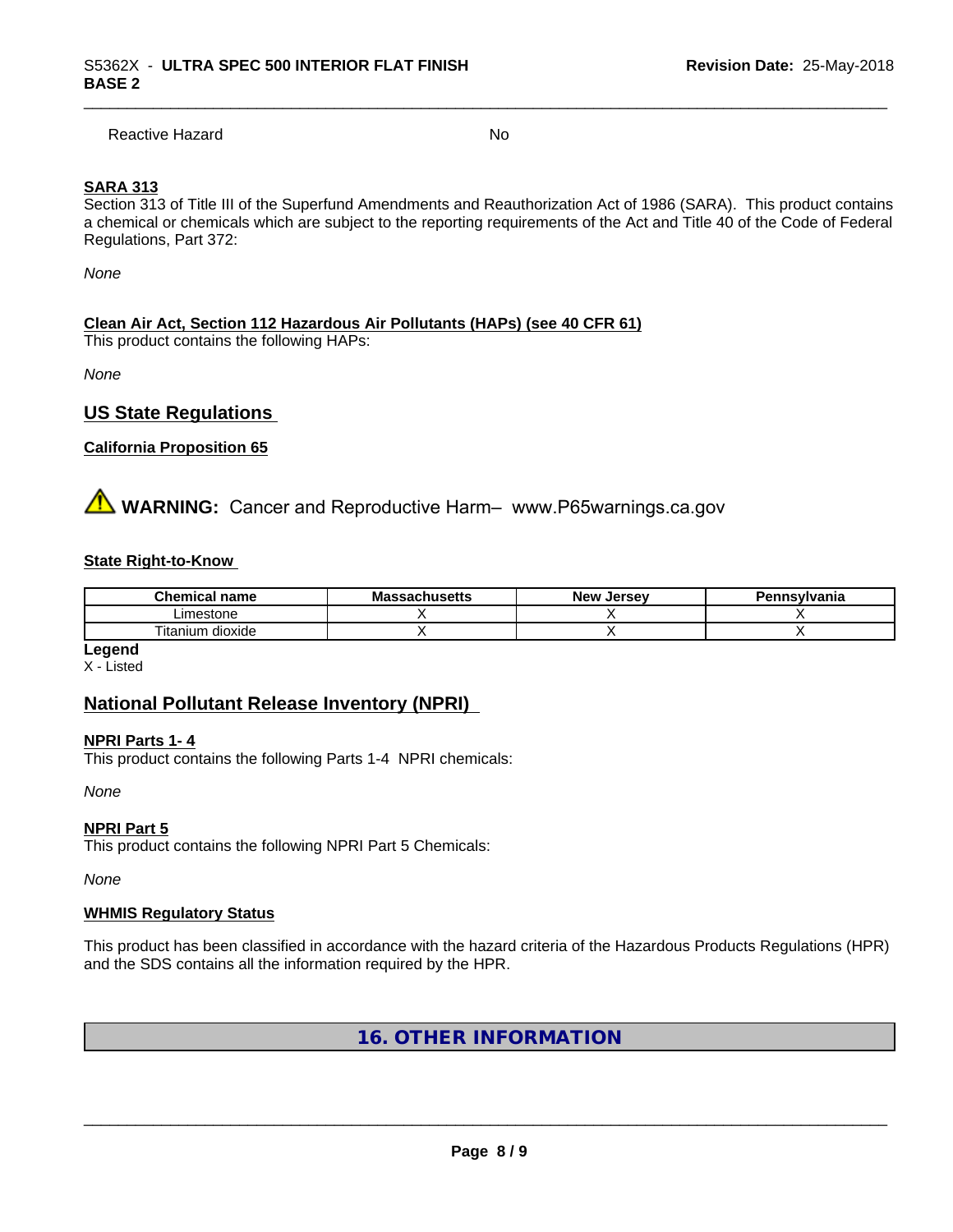| Reactive Hazard | No |
|---|---|

**SARA 313**

Section 313 of Title III of the Superfund Amendments and Reauthorization Act of 1986 (SARA). This product contains a chemical or chemicals which are subject to the reporting requirements of the Act and Title 40 of the Code of Federal Regulations, Part 372:

*None*

**Clean Air Act, Section 112 Hazardous Air Pollutants (HAPs) (see 40 CFR 61)**

This product contains the following HAPs:

*None*

## US State Regulations

**California Proposition 65**

⚠ **WARNING:** Cancer and Reproductive Harm– www.P65warnings.ca.gov

**State Right-to-Know**

| Chemical name | Massachusetts | New Jersey | Pennsylvania |
|---|---|---|---|
| Limestone | X | X | X |
| Titanium dioxide | X | X | X |

**Legend**

X - Listed

## National Pollutant Release Inventory (NPRI)

**NPRI Parts 1- 4**

This product contains the following Parts 1-4 NPRI chemicals:

*None*

**NPRI Part 5**

This product contains the following NPRI Part 5 Chemicals:

*None*

**WHMIS Regulatory Status**

This product has been classified in accordance with the hazard criteria of the Hazardous Products Regulations (HPR) and the SDS contains all the information required by the HPR.

## 16. OTHER INFORMATION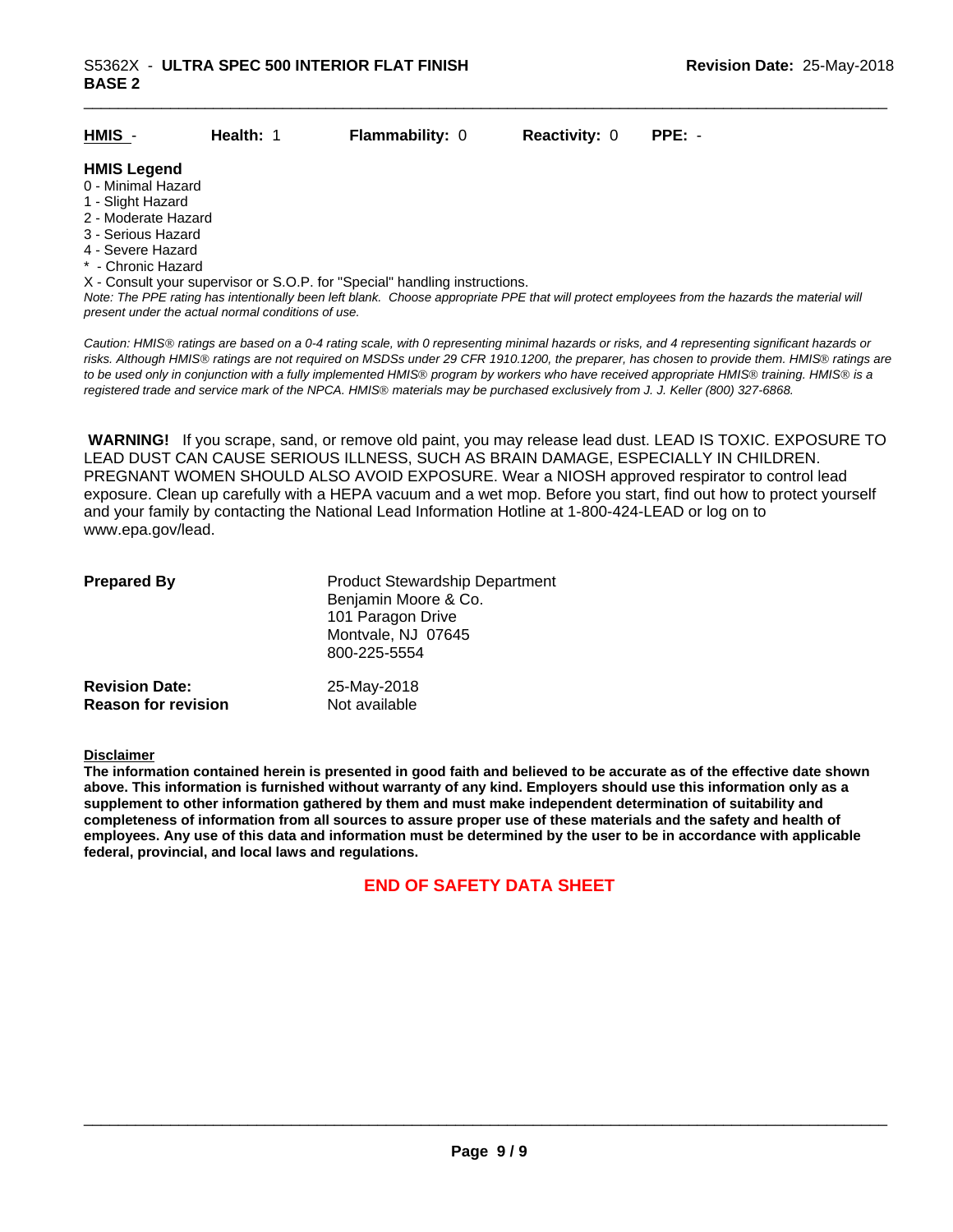| HMIS - | Health: 1 | Flammability: 0 | Reactivity: 0 | PPE: - |
|---|---|---|---|---|

**HMIS Legend**

0 - Minimal Hazard
1 - Slight Hazard
2 - Moderate Hazard
3 - Serious Hazard
4 - Severe Hazard
* - Chronic Hazard
X - Consult your supervisor or S.O.P. for "Special" handling instructions.

*Note: The PPE rating has intentionally been left blank. Choose appropriate PPE that will protect employees from the hazards the material will present under the actual normal conditions of use.*

*Caution: HMIS® ratings are based on a 0-4 rating scale, with 0 representing minimal hazards or risks, and 4 representing significant hazards or risks. Although HMIS® ratings are not required on MSDSs under 29 CFR 1910.1200, the preparer, has chosen to provide them. HMIS® ratings are to be used only in conjunction with a fully implemented HMIS® program by workers who have received appropriate HMIS® training. HMIS® is a registered trade and service mark of the NPCA. HMIS® materials may be purchased exclusively from J. J. Keller (800) 327-6868.*

**WARNING!** If you scrape, sand, or remove old paint, you may release lead dust. LEAD IS TOXIC. EXPOSURE TO LEAD DUST CAN CAUSE SERIOUS ILLNESS, SUCH AS BRAIN DAMAGE, ESPECIALLY IN CHILDREN. PREGNANT WOMEN SHOULD ALSO AVOID EXPOSURE. Wear a NIOSH approved respirator to control lead exposure. Clean up carefully with a HEPA vacuum and a wet mop. Before you start, find out how to protect yourself and your family by contacting the National Lead Information Hotline at 1-800-424-LEAD or log on to www.epa.gov/lead.

| | |
|---|---|
| **Prepared By** | Product Stewardship Department<br>Benjamin Moore & Co.<br>101 Paragon Drive<br>Montvale, NJ 07645<br>800-225-5554 |
| **Revision Date:** | 25-May-2018 |
| **Reason for revision** | Not available |

**Disclaimer**

**The information contained herein is presented in good faith and believed to be accurate as of the effective date shown above. This information is furnished without warranty of any kind. Employers should use this information only as a supplement to other information gathered by them and must make independent determination of suitability and completeness of information from all sources to assure proper use of these materials and the safety and health of employees. Any use of this data and information must be determined by the user to be in accordance with applicable federal, provincial, and local laws and regulations.**

**END OF SAFETY DATA SHEET**